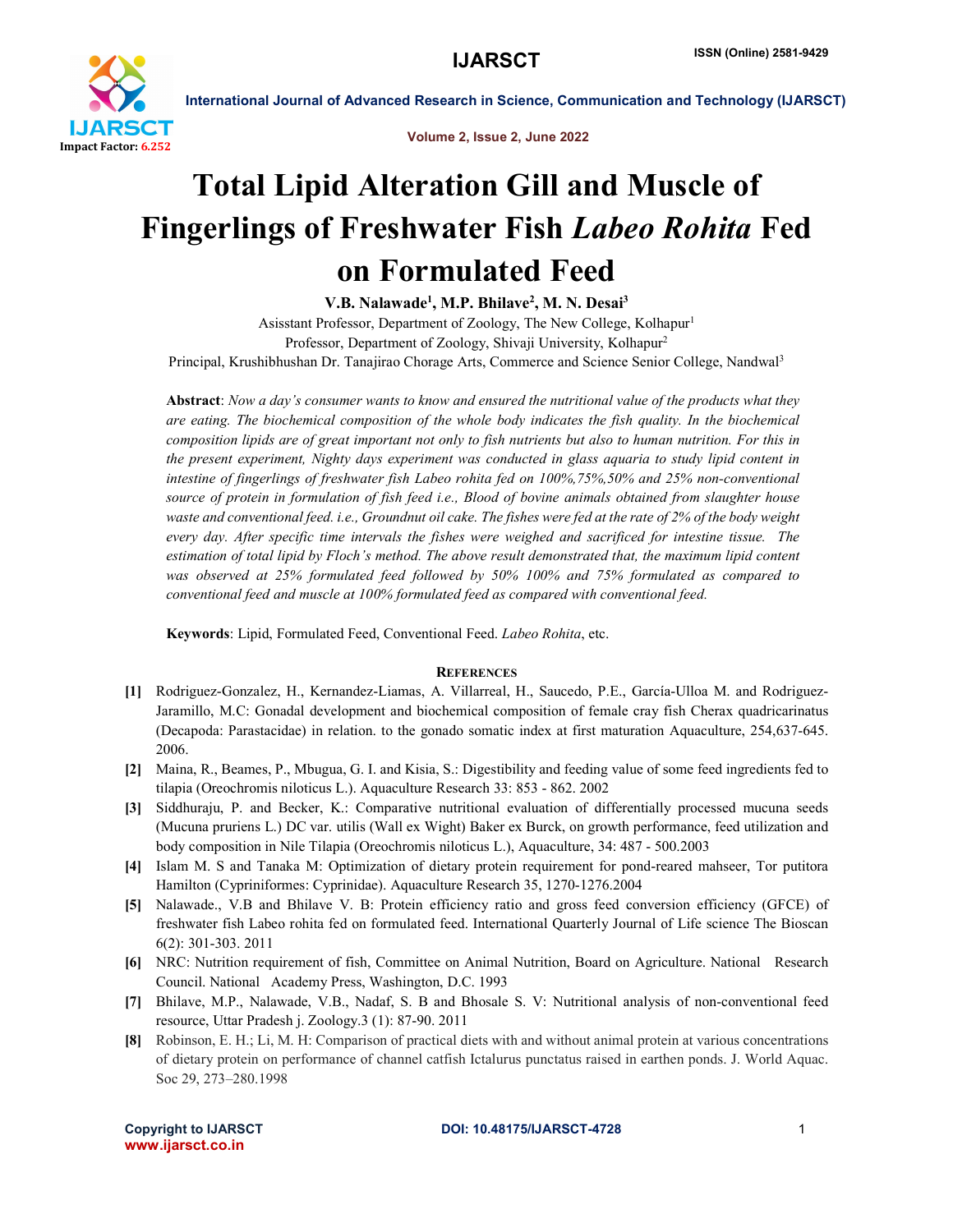# Total Lipid Alteration Gill and Muscle of Fingerlings of Freshwater Fish *Labeo Rohita* Fed on Formulated Feed

**V.B. Nalawade[1], M.P. Bhilave[2], M. N. Desai[3]**

Asisstant Professor, Department of Zoology, The New College, Kolhapur[1]

Professor, Department of Zoology, Shivaji University, Kolhapur[2]

Principal, Krushibhushan Dr. Tanajirao Chorage Arts, Commerce and Science Senior College, Nandwal[3]

**Abstract**: *Now a day's consumer wants to know and ensured the nutritional value of the products what they are eating. The biochemical composition of the whole body indicates the fish quality. In the biochemical composition lipids are of great important not only to fish nutrients but also to human nutrition. For this in the present experiment, Nighty days experiment was conducted in glass aquaria to study lipid content in intestine of fingerlings of freshwater fish Labeo rohita fed on 100%,75%,50% and 25% non-conventional source of protein in formulation of fish feed i.e., Blood of bovine animals obtained from slaughter house waste and conventional feed. i.e., Groundnut oil cake. The fishes were fed at the rate of 2% of the body weight every day. After specific time intervals the fishes were weighed and sacrificed for intestine tissue. The estimation of total lipid by Floch's method. The above result demonstrated that, the maximum lipid content was observed at 25% formulated feed followed by 50% 100% and 75% formulated as compared to conventional feed and muscle at 100% formulated feed as compared with conventional feed.*

**Keywords**: Lipid, Formulated Feed, Conventional Feed. *Labeo Rohita*, etc.

## References

[1] Rodriguez-Gonzalez, H., Kernandez-Liamas, A. Villarreal, H., Saucedo, P.E., García-Ulloa M. and Rodriguez-Jaramillo, M.C: Gonadal development and biochemical composition of female cray fish Cherax quadricarinatus (Decapoda: Parastacidae) in relation. to the gonado somatic index at first maturation Aquaculture, 254,637-645. 2006.

[2] Maina, R., Beames, P., Mbugua, G. I. and Kisia, S.: Digestibility and feeding value of some feed ingredients fed to tilapia (Oreochromis niloticus L.). Aquaculture Research 33: 853 - 862. 2002

[3] Siddhuraju, P. and Becker, K.: Comparative nutritional evaluation of differentially processed mucuna seeds (Mucuna pruriens L.) DC var. utilis (Wall ex Wight) Baker ex Burck, on growth performance, feed utilization and body composition in Nile Tilapia (Oreochromis niloticus L.), Aquaculture, 34: 487 - 500.2003

[4] Islam M. S and Tanaka M: Optimization of dietary protein requirement for pond-reared mahseer, Tor putitora Hamilton (Cypriniformes: Cyprinidae). Aquaculture Research 35, 1270-1276.2004

[5] Nalawade., V.B and Bhilave V. B: Protein efficiency ratio and gross feed conversion efficiency (GFCE) of freshwater fish Labeo rohita fed on formulated feed. International Quarterly Journal of Life science The Bioscan 6(2): 301-303. 2011

[6] NRC: Nutrition requirement of fish, Committee on Animal Nutrition, Board on Agriculture. National Research Council. National Academy Press, Washington, D.C. 1993

[7] Bhilave, M.P., Nalawade, V.B., Nadaf, S. B and Bhosale S. V: Nutritional analysis of non-conventional feed resource, Uttar Pradesh j. Zoology.3 (1): 87-90. 2011

[8] Robinson, E. H.; Li, M. H: Comparison of practical diets with and without animal protein at various concentrations of dietary protein on performance of channel catfish Ictalurus punctatus raised in earthen ponds. J. World Aquac. Soc 29, 273–280.1998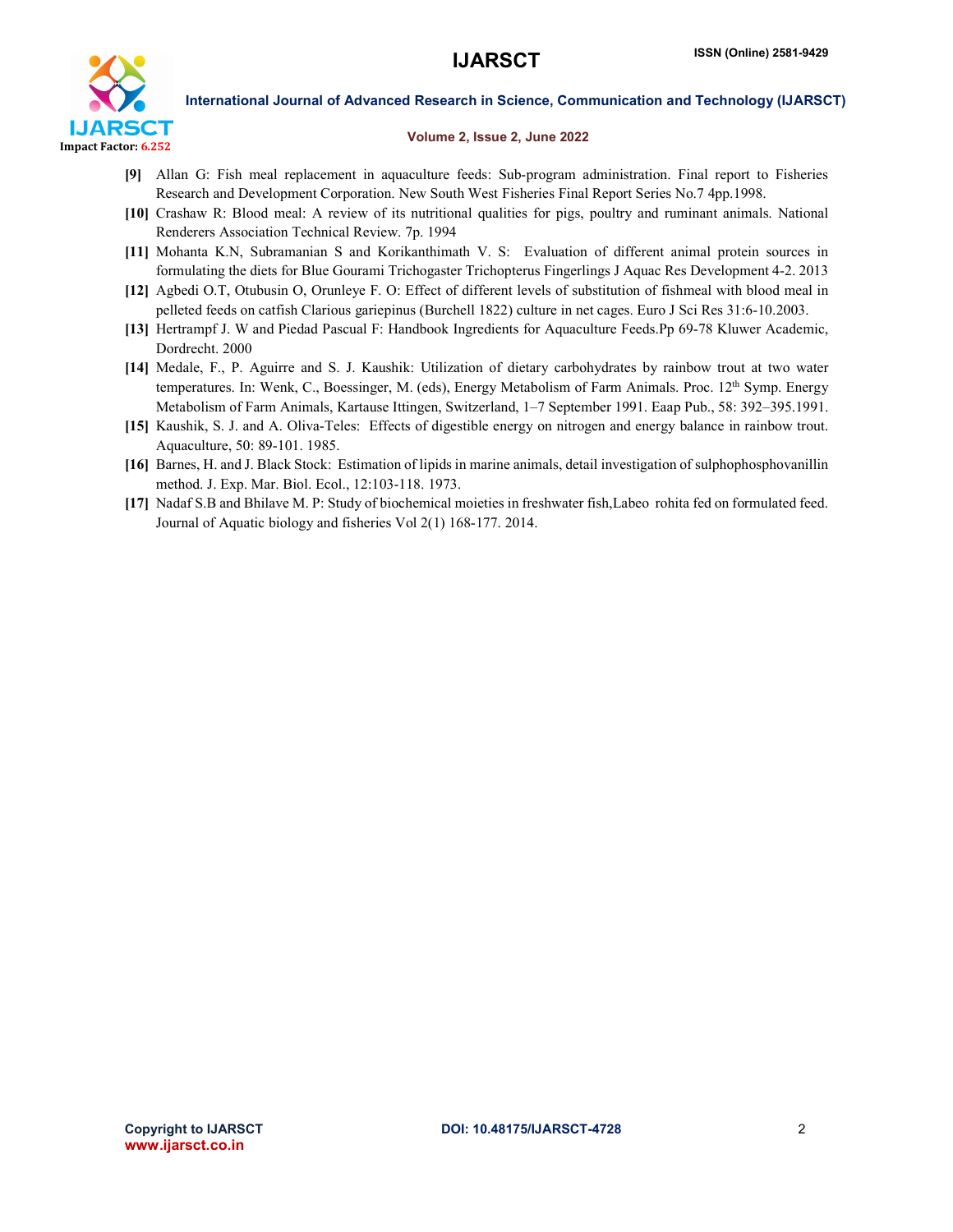- **[9]** Allan G: Fish meal replacement in aquaculture feeds: Sub-program administration. Final report to Fisheries Research and Development Corporation. New South West Fisheries Final Report Series No.7 4pp.1998.
- **[10]** Crashaw R: Blood meal: A review of its nutritional qualities for pigs, poultry and ruminant animals. National Renderers Association Technical Review. 7p. 1994
- **[11]** Mohanta K.N, Subramanian S and Korikanthimath V. S: Evaluation of different animal protein sources in formulating the diets for Blue Gourami Trichogaster Trichopterus Fingerlings J Aquac Res Development 4-2. 2013
- **[12]** Agbedi O.T, Otubusin O, Orunleye F. O: Effect of different levels of substitution of fishmeal with blood meal in pelleted feeds on catfish Clarious gariepinus (Burchell 1822) culture in net cages. Euro J Sci Res 31:6-10.2003.
- **[13]** Hertrampf J. W and Piedad Pascual F: Handbook Ingredients for Aquaculture Feeds.Pp 69-78 Kluwer Academic, Dordrecht. 2000
- **[14]** Medale, F., P. Aguirre and S. J. Kaushik: Utilization of dietary carbohydrates by rainbow trout at two water temperatures. In: Wenk, C., Boessinger, M. (eds), Energy Metabolism of Farm Animals. Proc. 12th Symp. Energy Metabolism of Farm Animals, Kartause Ittingen, Switzerland, 1–7 September 1991. Eaap Pub., 58: 392–395.1991.
- **[15]** Kaushik, S. J. and A. Oliva-Teles: Effects of digestible energy on nitrogen and energy balance in rainbow trout. Aquaculture, 50: 89-101. 1985.
- **[16]** Barnes, H. and J. Black Stock: Estimation of lipids in marine animals, detail investigation of sulphophosphovanillin method. J. Exp. Mar. Biol. Ecol., 12:103-118. 1973.
- **[17]** Nadaf S.B and Bhilave M. P: Study of biochemical moieties in freshwater fish,Labeo rohita fed on formulated feed. Journal of Aquatic biology and fisheries Vol 2(1) 168-177. 2014.